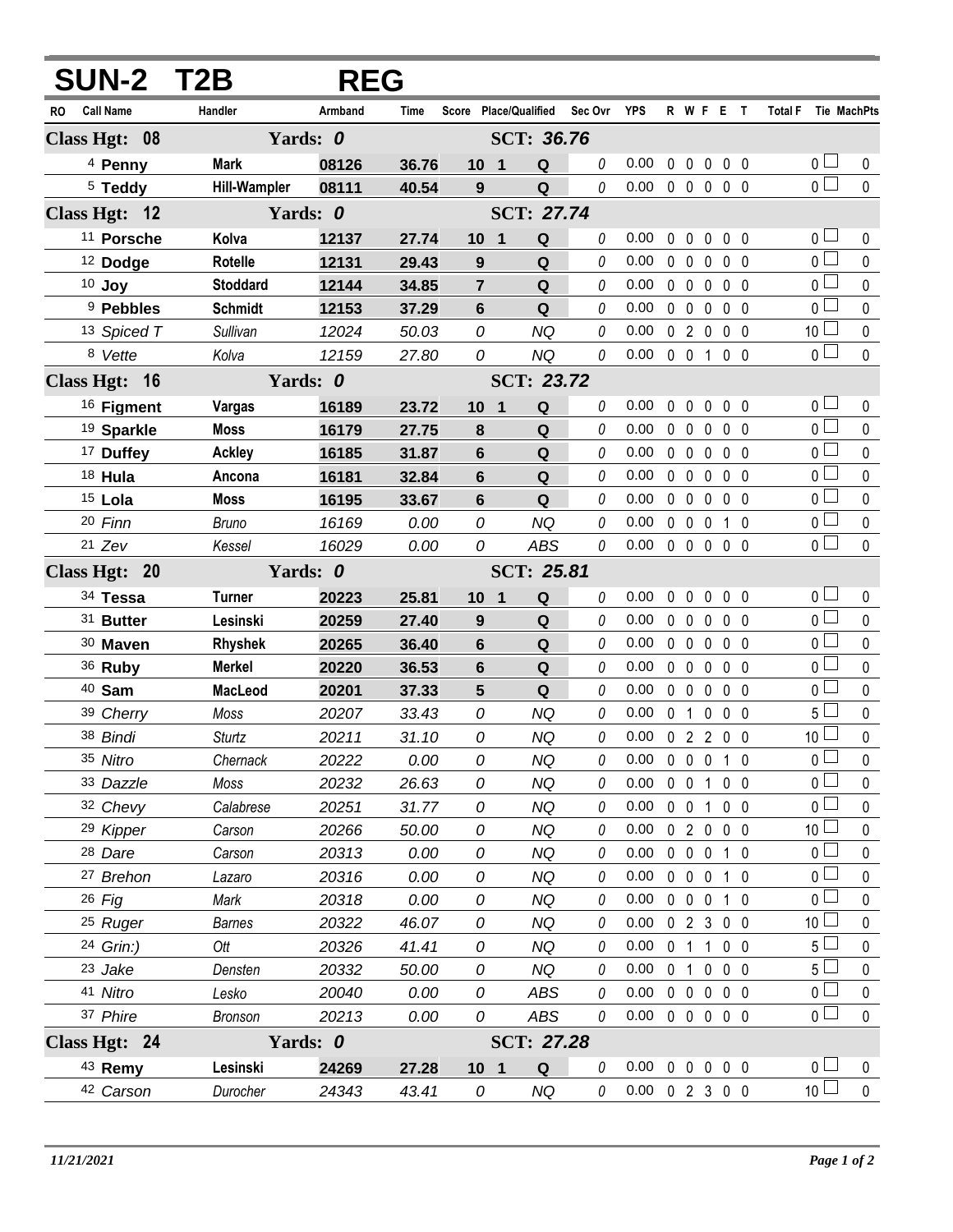# SUN-2 T2B REG

| RO | Call Name | Handler | Armband | Time | Score | Place/Qualified | | Sec Ovr | YPS | R | W | F | E | T | Total F | Tie | MachPts |
|---|---|---|---|---|---|---|---|---|---|---|---|---|---|---|---|---|---|
| **Class Hgt: 08** | | **Yards: 0** | | | | **SCT: 36.76** | | | | | | | | | | | |
| 4 | **Penny** | **Mark** | **08126** | **36.76** | **10** | **1** | **Q** | 0 | 0.00 | 0 | 0 | 0 | 0 | 0 | 0 | ☐ | 0 |
| 5 | **Teddy** | **Hill-Wampler** | **08111** | **40.54** | **9** | | **Q** | 0 | 0.00 | 0 | 0 | 0 | 0 | 0 | 0 | ☐ | 0 |
| **Class Hgt: 12** | | **Yards: 0** | | | | **SCT: 27.74** | | | | | | | | | | | |
| 11 | **Porsche** | **Kolva** | **12137** | **27.74** | **10** | **1** | **Q** | 0 | 0.00 | 0 | 0 | 0 | 0 | 0 | 0 | ☐ | 0 |
| 12 | **Dodge** | **Rotelle** | **12131** | **29.43** | **9** | | **Q** | 0 | 0.00 | 0 | 0 | 0 | 0 | 0 | 0 | ☐ | 0 |
| 10 | **Joy** | **Stoddard** | **12144** | **34.85** | **7** | | **Q** | 0 | 0.00 | 0 | 0 | 0 | 0 | 0 | 0 | ☐ | 0 |
| 9 | **Pebbles** | **Schmidt** | **12153** | **37.29** | **6** | | **Q** | 0 | 0.00 | 0 | 0 | 0 | 0 | 0 | 0 | ☐ | 0 |
| 13 | *Spiced T* | *Sullivan* | *12024* | *50.03* | *0* | | *NQ* | 0 | 0.00 | 0 | 2 | 0 | 0 | 0 | 10 | ☐ | 0 |
| 8 | *Vette* | *Kolva* | *12159* | *27.80* | *0* | | *NQ* | 0 | 0.00 | 0 | 0 | 1 | 0 | 0 | 0 | ☐ | 0 |
| **Class Hgt: 16** | | **Yards: 0** | | | | **SCT: 23.72** | | | | | | | | | | | |
| 16 | **Figment** | **Vargas** | **16189** | **23.72** | **10** | **1** | **Q** | 0 | 0.00 | 0 | 0 | 0 | 0 | 0 | 0 | ☐ | 0 |
| 19 | **Sparkle** | **Moss** | **16179** | **27.75** | **8** | | **Q** | 0 | 0.00 | 0 | 0 | 0 | 0 | 0 | 0 | ☐ | 0 |
| 17 | **Duffey** | **Ackley** | **16185** | **31.87** | **6** | | **Q** | 0 | 0.00 | 0 | 0 | 0 | 0 | 0 | 0 | ☐ | 0 |
| 18 | **Hula** | **Ancona** | **16181** | **32.84** | **6** | | **Q** | 0 | 0.00 | 0 | 0 | 0 | 0 | 0 | 0 | ☐ | 0 |
| 15 | **Lola** | **Moss** | **16195** | **33.67** | **6** | | **Q** | 0 | 0.00 | 0 | 0 | 0 | 0 | 0 | 0 | ☐ | 0 |
| 20 | *Finn* | *Bruno* | *16169* | *0.00* | *0* | | *NQ* | 0 | 0.00 | 0 | 0 | 0 | 1 | 0 | 0 | ☐ | 0 |
| 21 | *Zev* | *Kessel* | *16029* | *0.00* | *0* | | *ABS* | 0 | 0.00 | 0 | 0 | 0 | 0 | 0 | 0 | ☐ | 0 |
| **Class Hgt: 20** | | **Yards: 0** | | | | **SCT: 25.81** | | | | | | | | | | | |
| 34 | **Tessa** | **Turner** | **20223** | **25.81** | **10** | **1** | **Q** | 0 | 0.00 | 0 | 0 | 0 | 0 | 0 | 0 | ☐ | 0 |
| 31 | **Butter** | **Lesinski** | **20259** | **27.40** | **9** | | **Q** | 0 | 0.00 | 0 | 0 | 0 | 0 | 0 | 0 | ☐ | 0 |
| 30 | **Maven** | **Rhyshek** | **20265** | **36.40** | **6** | | **Q** | 0 | 0.00 | 0 | 0 | 0 | 0 | 0 | 0 | ☐ | 0 |
| 36 | **Ruby** | **Merkel** | **20220** | **36.53** | **6** | | **Q** | 0 | 0.00 | 0 | 0 | 0 | 0 | 0 | 0 | ☐ | 0 |
| 40 | **Sam** | **MacLeod** | **20201** | **37.33** | **5** | | **Q** | 0 | 0.00 | 0 | 0 | 0 | 0 | 0 | 0 | ☐ | 0 |
| 39 | *Cherry* | *Moss* | *20207* | *33.43* | *0* | | *NQ* | 0 | 0.00 | 0 | 1 | 0 | 0 | 0 | 5 | ☐ | 0 |
| 38 | *Bindi* | *Sturtz* | *20211* | *31.10* | *0* | | *NQ* | 0 | 0.00 | 0 | 2 | 2 | 0 | 0 | 10 | ☐ | 0 |
| 35 | *Nitro* | *Chernack* | *20222* | *0.00* | *0* | | *NQ* | 0 | 0.00 | 0 | 0 | 0 | 1 | 0 | 0 | ☐ | 0 |
| 33 | *Dazzle* | *Moss* | *20232* | *26.63* | *0* | | *NQ* | 0 | 0.00 | 0 | 0 | 1 | 0 | 0 | 0 | ☐ | 0 |
| 32 | *Chevy* | *Calabrese* | *20251* | *31.77* | *0* | | *NQ* | 0 | 0.00 | 0 | 0 | 1 | 0 | 0 | 0 | ☐ | 0 |
| 29 | *Kipper* | *Carson* | *20266* | *50.00* | *0* | | *NQ* | 0 | 0.00 | 0 | 2 | 0 | 0 | 0 | 10 | ☐ | 0 |
| 28 | *Dare* | *Carson* | *20313* | *0.00* | *0* | | *NQ* | 0 | 0.00 | 0 | 0 | 0 | 1 | 0 | 0 | ☐ | 0 |
| 27 | *Brehon* | *Lazaro* | *20316* | *0.00* | *0* | | *NQ* | 0 | 0.00 | 0 | 0 | 0 | 1 | 0 | 0 | ☐ | 0 |
| 26 | *Fig* | *Mark* | *20318* | *0.00* | *0* | | *NQ* | 0 | 0.00 | 0 | 0 | 0 | 1 | 0 | 0 | ☐ | 0 |
| 25 | *Ruger* | *Barnes* | *20322* | *46.07* | *0* | | *NQ* | 0 | 0.00 | 0 | 2 | 3 | 0 | 0 | 10 | ☐ | 0 |
| 24 | *Grin:)* | *Ott* | *20326* | *41.41* | *0* | | *NQ* | 0 | 0.00 | 0 | 1 | 1 | 0 | 0 | 5 | ☐ | 0 |
| 23 | *Jake* | *Densten* | *20332* | *50.00* | *0* | | *NQ* | 0 | 0.00 | 0 | 1 | 0 | 0 | 0 | 5 | ☐ | 0 |
| 41 | *Nitro* | *Lesko* | *20040* | *0.00* | *0* | | *ABS* | 0 | 0.00 | 0 | 0 | 0 | 0 | 0 | 0 | ☐ | 0 |
| 37 | *Phire* | *Bronson* | *20213* | *0.00* | *0* | | *ABS* | 0 | 0.00 | 0 | 0 | 0 | 0 | 0 | 0 | ☐ | 0 |
| **Class Hgt: 24** | | **Yards: 0** | | | | **SCT: 27.28** | | | | | | | | | | | |
| 43 | **Remy** | **Lesinski** | **24269** | **27.28** | **10** | **1** | **Q** | 0 | 0.00 | 0 | 0 | 0 | 0 | 0 | 0 | ☐ | 0 |
| 42 | *Carson* | *Durocher* | *24343* | *43.41* | *0* | | *NQ* | 0 | 0.00 | 0 | 2 | 3 | 0 | 0 | 10 | ☐ | 0 |

*11/21/2021*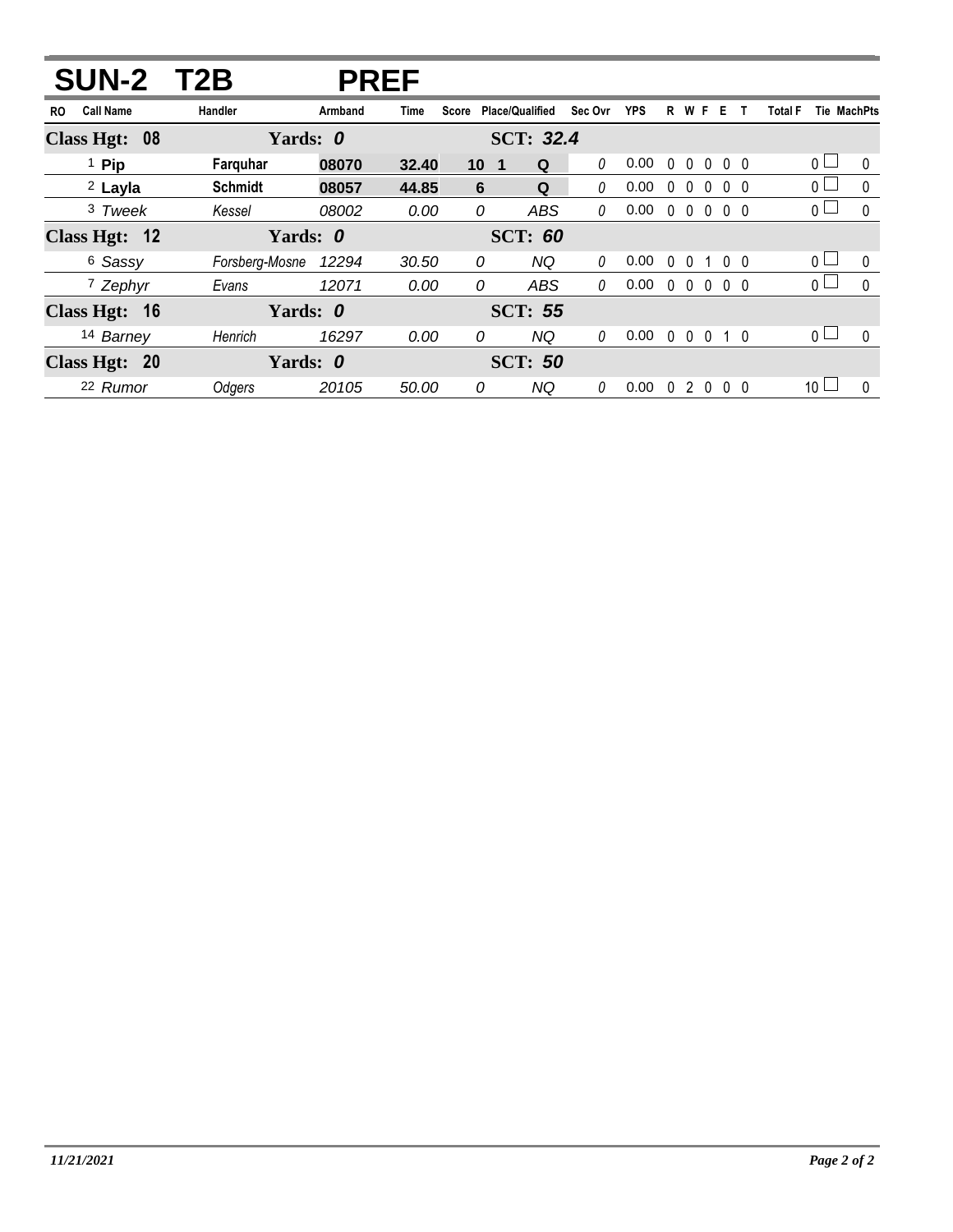# SUN-2 T2B PREF

| RO | Call Name | Handler | Armband | Time | Score | Place/Qualified | Sec Ovr | YPS | R | W | F | E | T | Total F | Tie | MachPts |
|---|---|---|---|---|---|---|---|---|---|---|---|---|---|---|---|---|
| **Class Hgt: 08** | | **Yards: 0** | | | | **SCT: 32.4** | | | | | | | | | | |
| 1 | **Pip** | **Farquhar** | **08070** | **32.40** | **10** | **1 Q** | 0 | 0.00 | 0 | 0 | 0 | 0 | 0 | 0 | ☐ | 0 |
| 2 | **Layla** | **Schmidt** | **08057** | **44.85** | **6** | **Q** | 0 | 0.00 | 0 | 0 | 0 | 0 | 0 | 0 | ☐ | 0 |
| 3 | *Tweek* | *Kessel* | *08002* | *0.00* | *0* | *ABS* | 0 | 0.00 | 0 | 0 | 0 | 0 | 0 | 0 | ☐ | 0 |
| **Class Hgt: 12** | | **Yards: 0** | | | | **SCT: 60** | | | | | | | | | | |
| 6 | *Sassy* | *Forsberg-Mosne* | *12294* | *30.50* | *0* | *NQ* | 0 | 0.00 | 0 | 0 | 1 | 0 | 0 | 0 | ☐ | 0 |
| 7 | *Zephyr* | *Evans* | *12071* | *0.00* | *0* | *ABS* | 0 | 0.00 | 0 | 0 | 0 | 0 | 0 | 0 | ☐ | 0 |
| **Class Hgt: 16** | | **Yards: 0** | | | | **SCT: 55** | | | | | | | | | | |
| 14 | *Barney* | *Henrich* | *16297* | *0.00* | *0* | *NQ* | 0 | 0.00 | 0 | 0 | 0 | 1 | 0 | 0 | ☐ | 0 |
| **Class Hgt: 20** | | **Yards: 0** | | | | **SCT: 50** | | | | | | | | | | |
| 22 | *Rumor* | *Odgers* | *20105* | *50.00* | *0* | *NQ* | 0 | 0.00 | 0 | 2 | 0 | 0 | 0 | 10 | ☐ | 0 |

*11/21/2021*